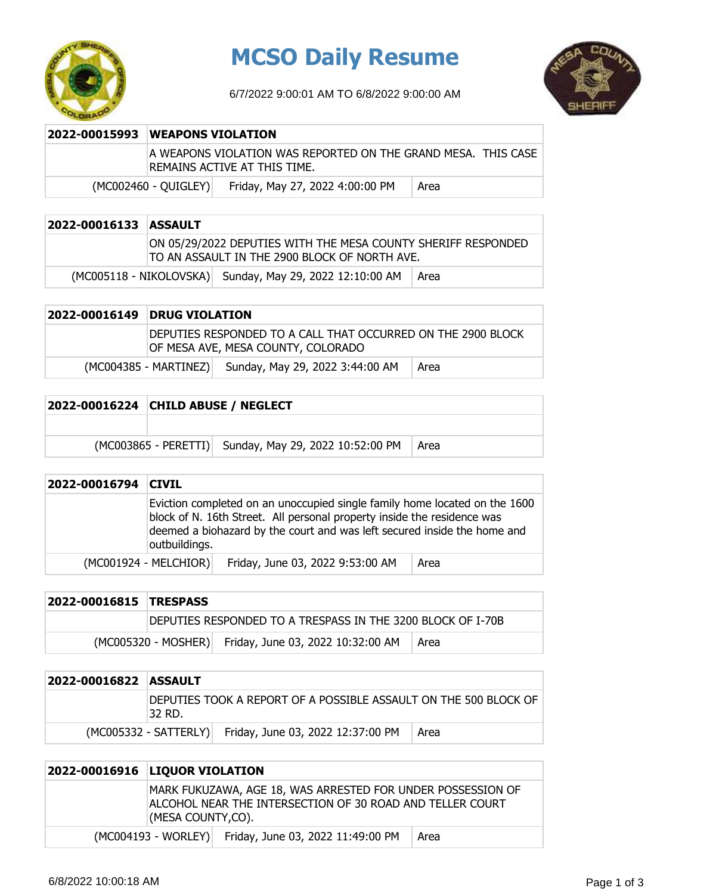# MCSO Daily Resume

6/7/2022 9:00:01 AM TO 6/8/2022 9:00:00 AM

| 2022-00015993 | WEAPONS VIOLATION | |
|---|---|---|
| | A WEAPONS VIOLATION WAS REPORTED ON THE GRAND MESA. THIS CASE REMAINS ACTIVE AT THIS TIME. | |
| (MC002460 - QUIGLEY) | Friday, May 27, 2022 4:00:00 PM | Area |

| 2022-00016133 | ASSAULT | |
|---|---|---|
| | ON 05/29/2022 DEPUTIES WITH THE MESA COUNTY SHERIFF RESPONDED TO AN ASSAULT IN THE 2900 BLOCK OF NORTH AVE. | |
| (MC005118 - NIKOLOVSKA) | Sunday, May 29, 2022 12:10:00 AM | Area |

| 2022-00016149 | DRUG VIOLATION | |
|---|---|---|
| | DEPUTIES RESPONDED TO A CALL THAT OCCURRED ON THE 2900 BLOCK OF MESA AVE, MESA COUNTY, COLORADO | |
| (MC004385 - MARTINEZ) | Sunday, May 29, 2022 3:44:00 AM | Area |

| 2022-00016224 | CHILD ABUSE / NEGLECT | |
|---|---|---|
| | | |
| (MC003865 - PERETTI) | Sunday, May 29, 2022 10:52:00 PM | Area |

| 2022-00016794 | CIVIL | |
|---|---|---|
| | Eviction completed on an unoccupied single family home located on the 1600 block of N. 16th Street. All personal property inside the residence was deemed a biohazard by the court and was left secured inside the home and outbuildings. | |
| (MC001924 - MELCHIOR) | Friday, June 03, 2022 9:53:00 AM | Area |

| 2022-00016815 | TRESPASS | |
|---|---|---|
| | DEPUTIES RESPONDED TO A TRESPASS IN THE 3200 BLOCK OF I-70B | |
| (MC005320 - MOSHER) | Friday, June 03, 2022 10:32:00 AM | Area |

| 2022-00016822 | ASSAULT | |
|---|---|---|
| | DEPUTIES TOOK A REPORT OF A POSSIBLE ASSAULT ON THE 500 BLOCK OF 32 RD. | |
| (MC005332 - SATTERLY) | Friday, June 03, 2022 12:37:00 PM | Area |

| 2022-00016916 | LIQUOR VIOLATION | |
|---|---|---|
| | MARK FUKUZAWA, AGE 18, WAS ARRESTED FOR UNDER POSSESSION OF ALCOHOL NEAR THE INTERSECTION OF 30 ROAD AND TELLER COURT (MESA COUNTY,CO). | |
| (MC004193 - WORLEY) | Friday, June 03, 2022 11:49:00 PM | Area |

6/8/2022 10:00:18 AM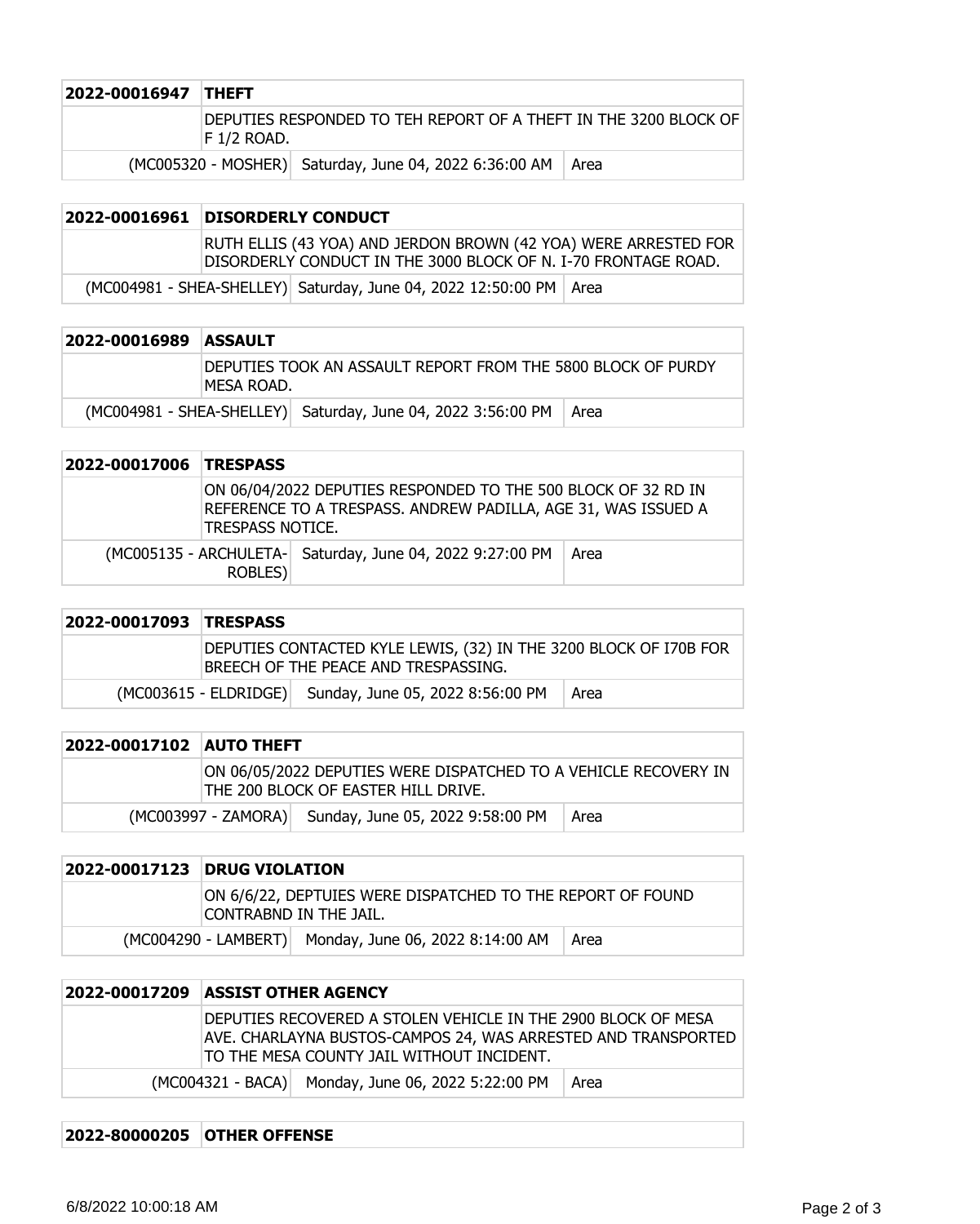| 2022-00016947 | THEFT | |
|---|---|---|
| | DEPUTIES RESPONDED TO TEH REPORT OF A THEFT IN THE 3200 BLOCK OF F 1/2 ROAD. | |
| (MC005320 - MOSHER) | Saturday, June 04, 2022 6:36:00 AM | Area |

| 2022-00016961 | DISORDERLY CONDUCT | |
|---|---|---|
| | RUTH ELLIS (43 YOA) AND JERDON BROWN (42 YOA) WERE ARRESTED FOR DISORDERLY CONDUCT IN THE 3000 BLOCK OF N. I-70 FRONTAGE ROAD. | |
| (MC004981 - SHEA-SHELLEY) | Saturday, June 04, 2022 12:50:00 PM | Area |

| 2022-00016989 | ASSAULT | |
|---|---|---|
| | DEPUTIES TOOK AN ASSAULT REPORT FROM THE 5800 BLOCK OF PURDY MESA ROAD. | |
| (MC004981 - SHEA-SHELLEY) | Saturday, June 04, 2022 3:56:00 PM | Area |

| 2022-00017006 | TRESPASS | |
|---|---|---|
| | ON 06/04/2022 DEPUTIES RESPONDED TO THE 500 BLOCK OF 32 RD IN REFERENCE TO A TRESPASS. ANDREW PADILLA, AGE 31, WAS ISSUED A TRESPASS NOTICE. | |
| (MC005135 - ARCHULETA-ROBLES) | Saturday, June 04, 2022 9:27:00 PM | Area |

| 2022-00017093 | TRESPASS | |
|---|---|---|
| | DEPUTIES CONTACTED KYLE LEWIS, (32) IN THE 3200 BLOCK OF I70B FOR BREECH OF THE PEACE AND TRESPASSING. | |
| (MC003615 - ELDRIDGE) | Sunday, June 05, 2022 8:56:00 PM | Area |

| 2022-00017102 | AUTO THEFT | |
|---|---|---|
| | ON 06/05/2022 DEPUTIES WERE DISPATCHED TO A VEHICLE RECOVERY IN THE 200 BLOCK OF EASTER HILL DRIVE. | |
| (MC003997 - ZAMORA) | Sunday, June 05, 2022 9:58:00 PM | Area |

| 2022-00017123 | DRUG VIOLATION | |
|---|---|---|
| | ON 6/6/22, DEPTUIES WERE DISPATCHED TO THE REPORT OF FOUND CONTRABND IN THE JAIL. | |
| (MC004290 - LAMBERT) | Monday, June 06, 2022 8:14:00 AM | Area |

| 2022-00017209 | ASSIST OTHER AGENCY | |
|---|---|---|
| | DEPUTIES RECOVERED A STOLEN VEHICLE IN THE 2900 BLOCK OF MESA AVE. CHARLAYNA BUSTOS-CAMPOS 24, WAS ARRESTED AND TRANSPORTED TO THE MESA COUNTY JAIL WITHOUT INCIDENT. | |
| (MC004321 - BACA) | Monday, June 06, 2022 5:22:00 PM | Area |

| 2022-80000205 | OTHER OFFENSE |
|---|---|

6/8/2022 10:00:18 AM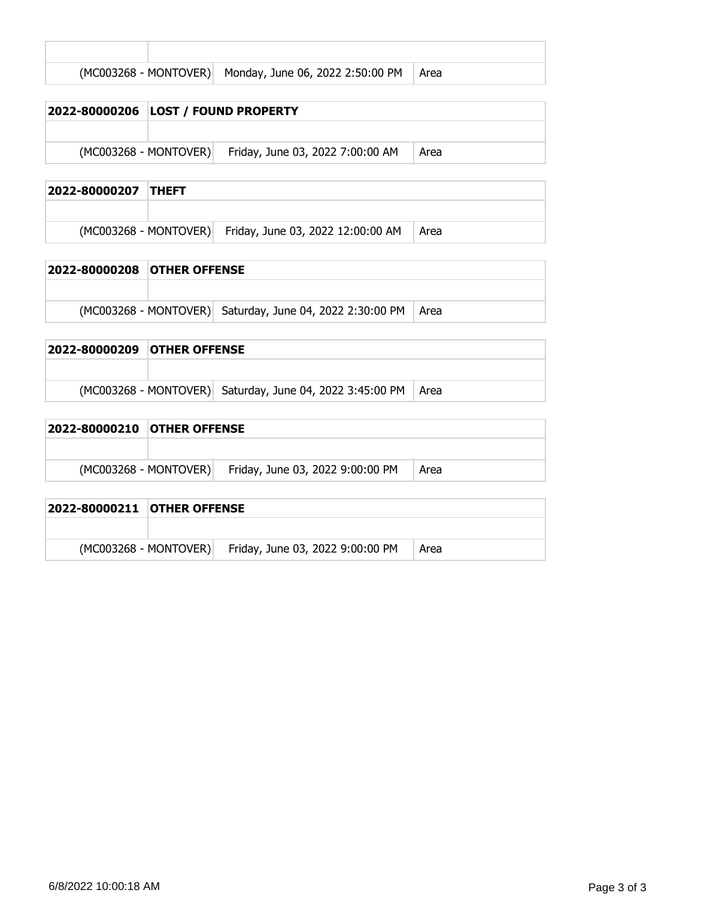| | | | |
|---|---|---|---|
| | | | |
| | (MC003268 - MONTOVER) | Monday, June 06, 2022 2:50:00 PM | Area |

| 2022-80000206 | LOST / FOUND PROPERTY | | |
|---|---|---|---|
| | | | |
| | (MC003268 - MONTOVER) | Friday, June 03, 2022 7:00:00 AM | Area |

| 2022-80000207 | THEFT | | |
|---|---|---|---|
| | | | |
| | (MC003268 - MONTOVER) | Friday, June 03, 2022 12:00:00 AM | Area |

| 2022-80000208 | OTHER OFFENSE | | |
|---|---|---|---|
| | | | |
| | (MC003268 - MONTOVER) | Saturday, June 04, 2022 2:30:00 PM | Area |

| 2022-80000209 | OTHER OFFENSE | | |
|---|---|---|---|
| | | | |
| | (MC003268 - MONTOVER) | Saturday, June 04, 2022 3:45:00 PM | Area |

| 2022-80000210 | OTHER OFFENSE | | |
|---|---|---|---|
| | | | |
| | (MC003268 - MONTOVER) | Friday, June 03, 2022 9:00:00 PM | Area |

| 2022-80000211 | OTHER OFFENSE | | |
|---|---|---|---|
| | | | |
| | (MC003268 - MONTOVER) | Friday, June 03, 2022 9:00:00 PM | Area |

6/8/2022 10:00:18 AM